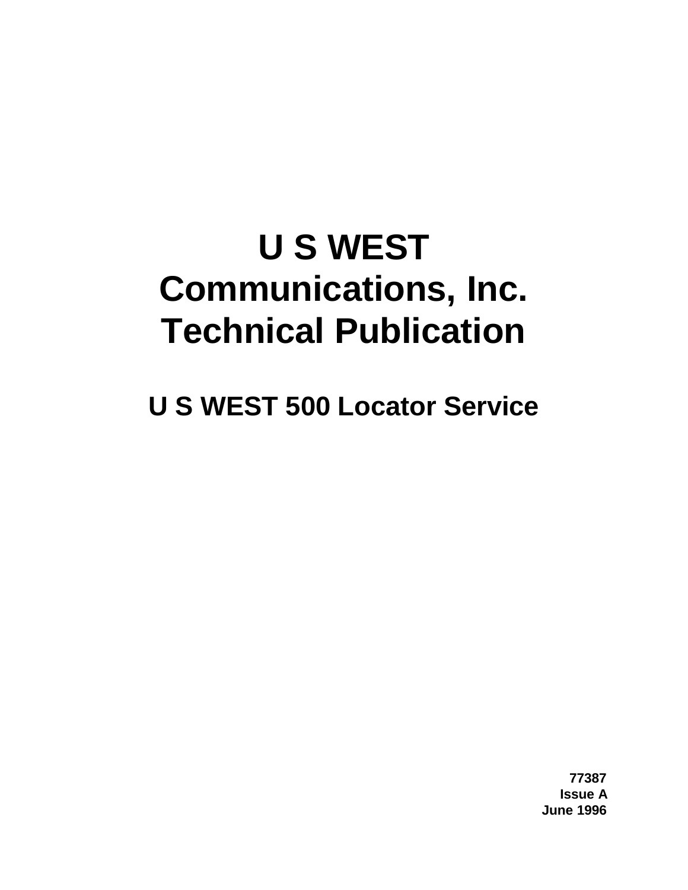# U S WEST Communications, Inc. Technical Publication

## U S WEST 500 Locator Service

**77387**
**Issue A**
**June 1996**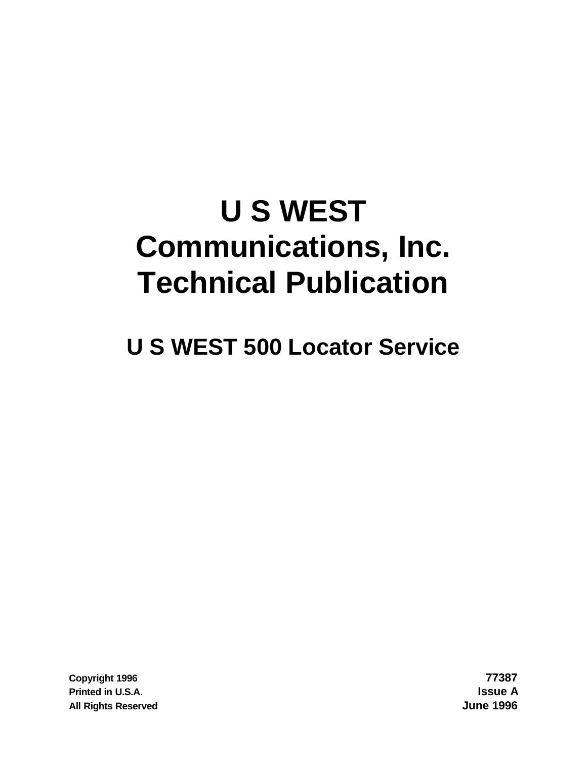# U S WEST Communications, Inc. Technical Publication

## U S WEST 500 Locator Service

Copyright 1996
Printed in U.S.A.
All Rights Reserved

77387
Issue A
June 1996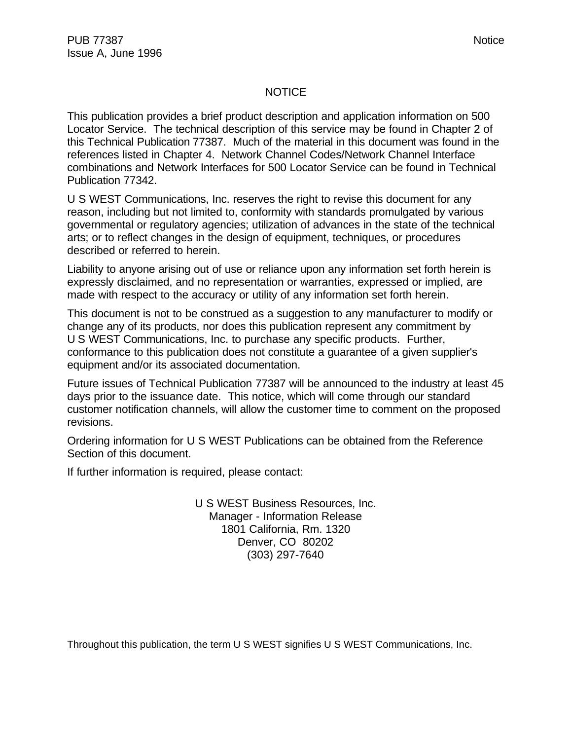# NOTICE

This publication provides a brief product description and application information on 500 Locator Service. The technical description of this service may be found in Chapter 2 of this Technical Publication 77387. Much of the material in this document was found in the references listed in Chapter 4. Network Channel Codes/Network Channel Interface combinations and Network Interfaces for 500 Locator Service can be found in Technical Publication 77342.

U S WEST Communications, Inc. reserves the right to revise this document for any reason, including but not limited to, conformity with standards promulgated by various governmental or regulatory agencies; utilization of advances in the state of the technical arts; or to reflect changes in the design of equipment, techniques, or procedures described or referred to herein.

Liability to anyone arising out of use or reliance upon any information set forth herein is expressly disclaimed, and no representation or warranties, expressed or implied, are made with respect to the accuracy or utility of any information set forth herein.

This document is not to be construed as a suggestion to any manufacturer to modify or change any of its products, nor does this publication represent any commitment by U S WEST Communications, Inc. to purchase any specific products. Further, conformance to this publication does not constitute a guarantee of a given supplier's equipment and/or its associated documentation.

Future issues of Technical Publication 77387 will be announced to the industry at least 45 days prior to the issuance date. This notice, which will come through our standard customer notification channels, will allow the customer time to comment on the proposed revisions.

Ordering information for U S WEST Publications can be obtained from the Reference Section of this document.

If further information is required, please contact:

U S WEST Business Resources, Inc.
Manager - Information Release
1801 California, Rm. 1320
Denver, CO 80202
(303) 297-7640

Throughout this publication, the term U S WEST signifies U S WEST Communications, Inc.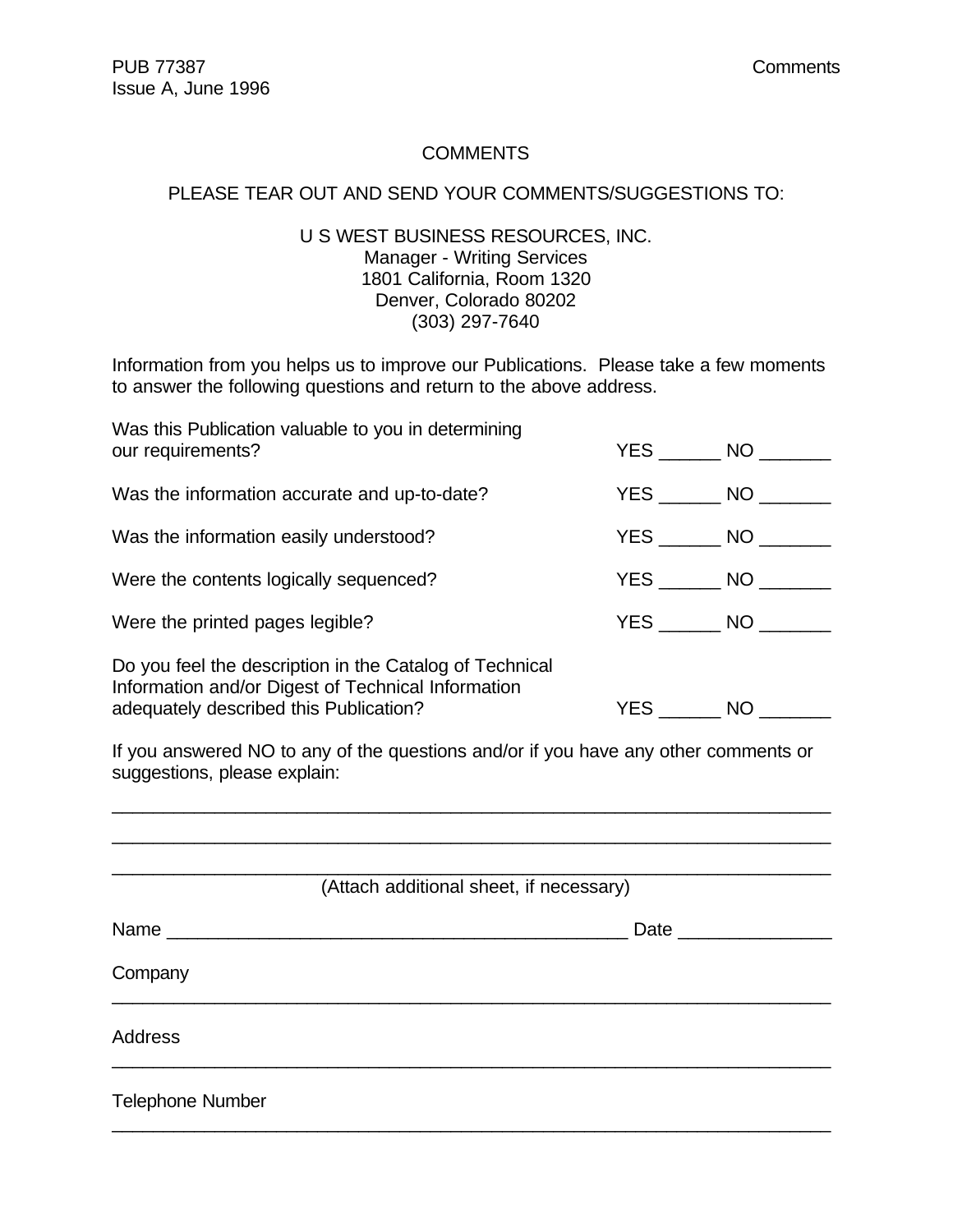# COMMENTS

PLEASE TEAR OUT AND SEND YOUR COMMENTS/SUGGESTIONS TO:

U S WEST BUSINESS RESOURCES, INC.
Manager - Writing Services
1801 California, Room 1320
Denver, Colorado 80202
(303) 297-7640

Information from you helps us to improve our Publications. Please take a few moments to answer the following questions and return to the above address.

Was this Publication valuable to you in determining our requirements? YES ______ NO _______

Was the information accurate and up-to-date? YES ______ NO _______

Was the information easily understood? YES ______ NO _______

Were the contents logically sequenced? YES ______ NO _______

Were the printed pages legible? YES ______ NO _______

Do you feel the description in the Catalog of Technical Information and/or Digest of Technical Information adequately described this Publication? YES ______ NO _______

If you answered NO to any of the questions and/or if you have any other comments or suggestions, please explain:

___________________________________________________________________________

___________________________________________________________________________

___________________________________________________________________________

(Attach additional sheet, if necessary)

Name _______________________________________________ Date _______________

Company

___________________________________________________________________________

Address

___________________________________________________________________________

Telephone Number

___________________________________________________________________________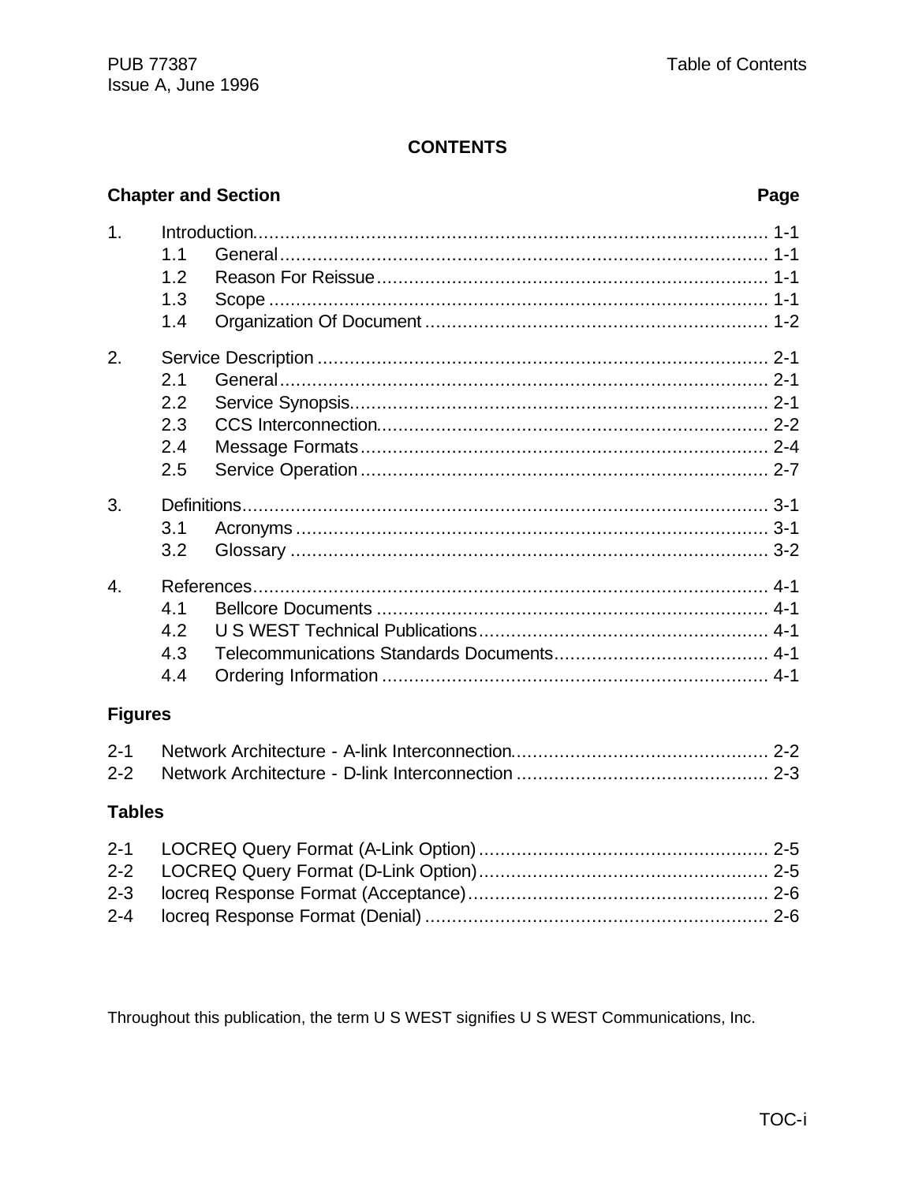# CONTENTS

| Chapter and Section | | Page |
|---|---|---|
| 1. | Introduction | 1-1 |
| | 1.1 General | 1-1 |
| | 1.2 Reason For Reissue | 1-1 |
| | 1.3 Scope | 1-1 |
| | 1.4 Organization Of Document | 1-2 |
| 2. | Service Description | 2-1 |
| | 2.1 General | 2-1 |
| | 2.2 Service Synopsis | 2-1 |
| | 2.3 CCS Interconnection | 2-2 |
| | 2.4 Message Formats | 2-4 |
| | 2.5 Service Operation | 2-7 |
| 3. | Definitions | 3-1 |
| | 3.1 Acronyms | 3-1 |
| | 3.2 Glossary | 3-2 |
| 4. | References | 4-1 |
| | 4.1 Bellcore Documents | 4-1 |
| | 4.2 U S WEST Technical Publications | 4-1 |
| | 4.3 Telecommunications Standards Documents | 4-1 |
| | 4.4 Ordering Information | 4-1 |

### Figures

| | | |
|---|---|---|
| 2-1 | Network Architecture - A-link Interconnection | 2-2 |
| 2-2 | Network Architecture - D-link Interconnection | 2-3 |

### Tables

| | | |
|---|---|---|
| 2-1 | LOCREQ Query Format (A-Link Option) | 2-5 |
| 2-2 | LOCREQ Query Format (D-Link Option) | 2-5 |
| 2-3 | locreq Response Format (Acceptance) | 2-6 |
| 2-4 | locreq Response Format (Denial) | 2-6 |

Throughout this publication, the term U S WEST signifies U S WEST Communications, Inc.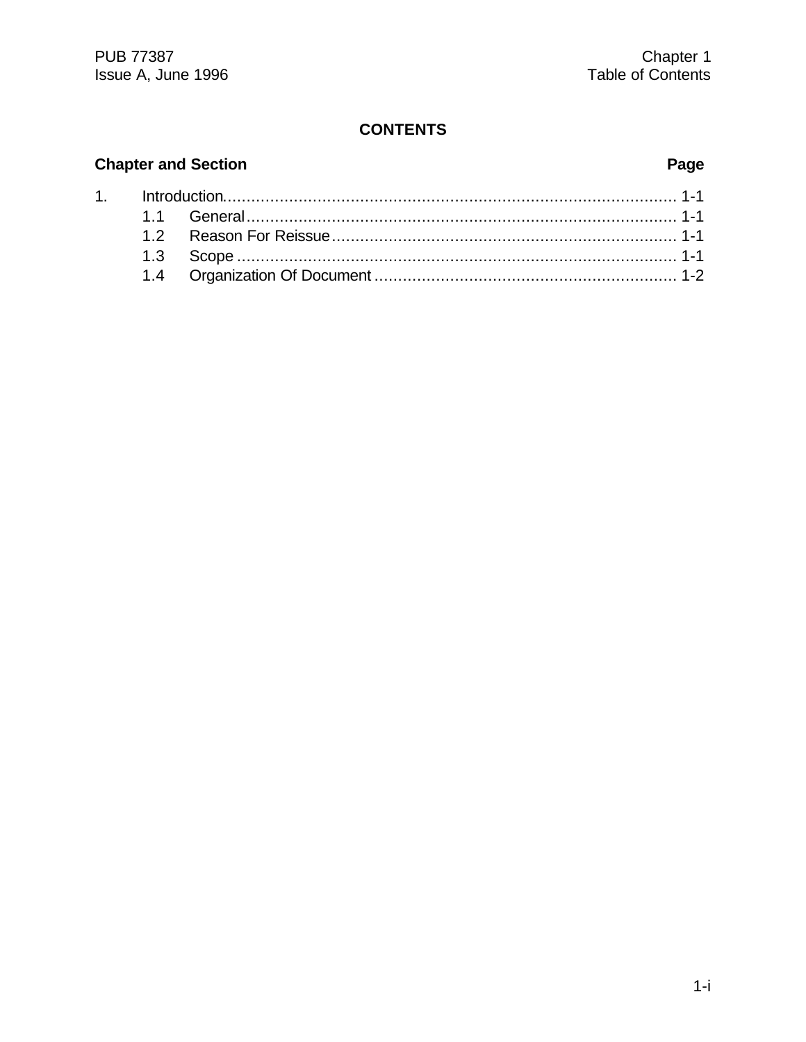## CONTENTS

| Chapter and Section | Page |
|---|---|
| 1. Introduction | 1-1 |
| 1.1 General | 1-1 |
| 1.2 Reason For Reissue | 1-1 |
| 1.3 Scope | 1-1 |
| 1.4 Organization Of Document | 1-2 |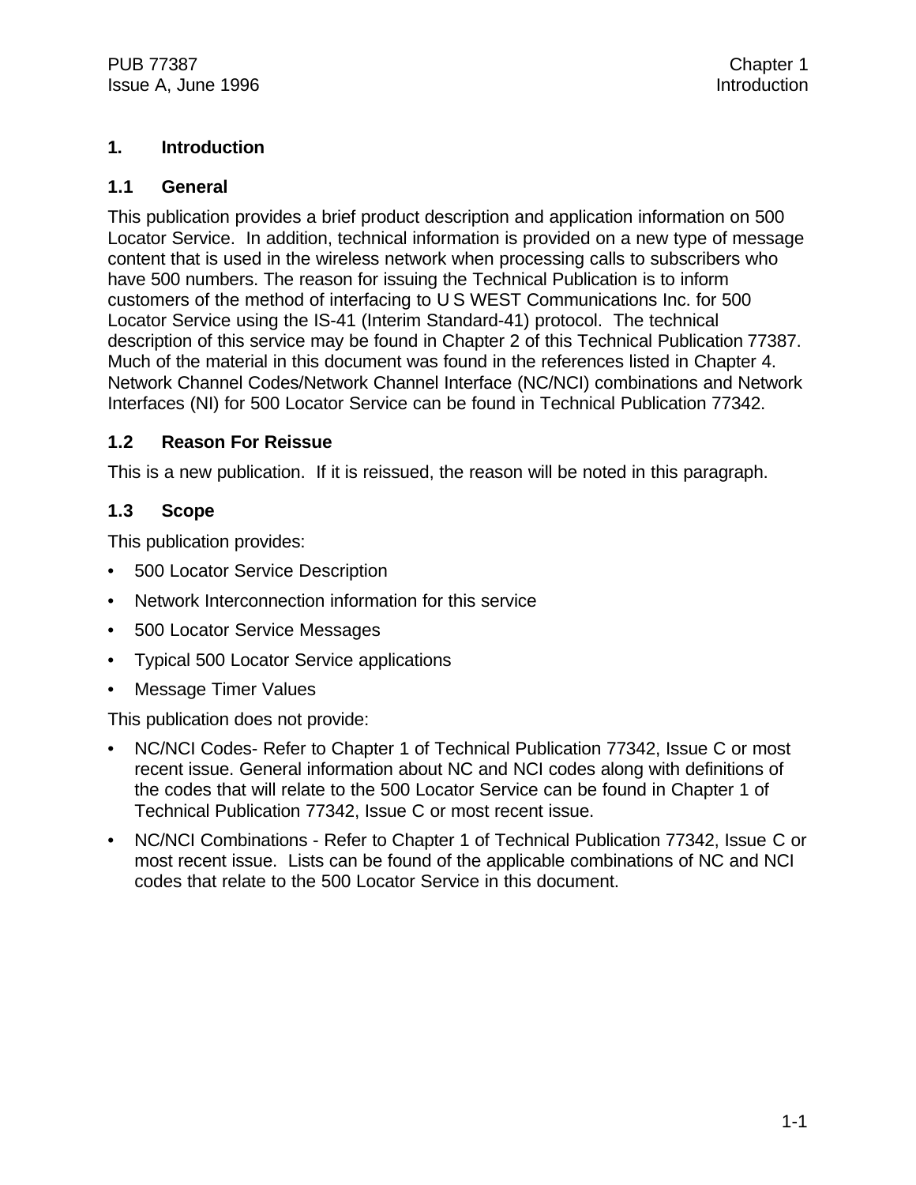# 1. Introduction

## 1.1 General

This publication provides a brief product description and application information on 500 Locator Service. In addition, technical information is provided on a new type of message content that is used in the wireless network when processing calls to subscribers who have 500 numbers. The reason for issuing the Technical Publication is to inform customers of the method of interfacing to U S WEST Communications Inc. for 500 Locator Service using the IS-41 (Interim Standard-41) protocol. The technical description of this service may be found in Chapter 2 of this Technical Publication 77387. Much of the material in this document was found in the references listed in Chapter 4. Network Channel Codes/Network Channel Interface (NC/NCI) combinations and Network Interfaces (NI) for 500 Locator Service can be found in Technical Publication 77342.

## 1.2 Reason For Reissue

This is a new publication. If it is reissued, the reason will be noted in this paragraph.

## 1.3 Scope

This publication provides:

- 500 Locator Service Description
- Network Interconnection information for this service
- 500 Locator Service Messages
- Typical 500 Locator Service applications
- Message Timer Values

This publication does not provide:

- NC/NCI Codes- Refer to Chapter 1 of Technical Publication 77342, Issue C or most recent issue. General information about NC and NCI codes along with definitions of the codes that will relate to the 500 Locator Service can be found in Chapter 1 of Technical Publication 77342, Issue C or most recent issue.
- NC/NCI Combinations - Refer to Chapter 1 of Technical Publication 77342, Issue C or most recent issue. Lists can be found of the applicable combinations of NC and NCI codes that relate to the 500 Locator Service in this document.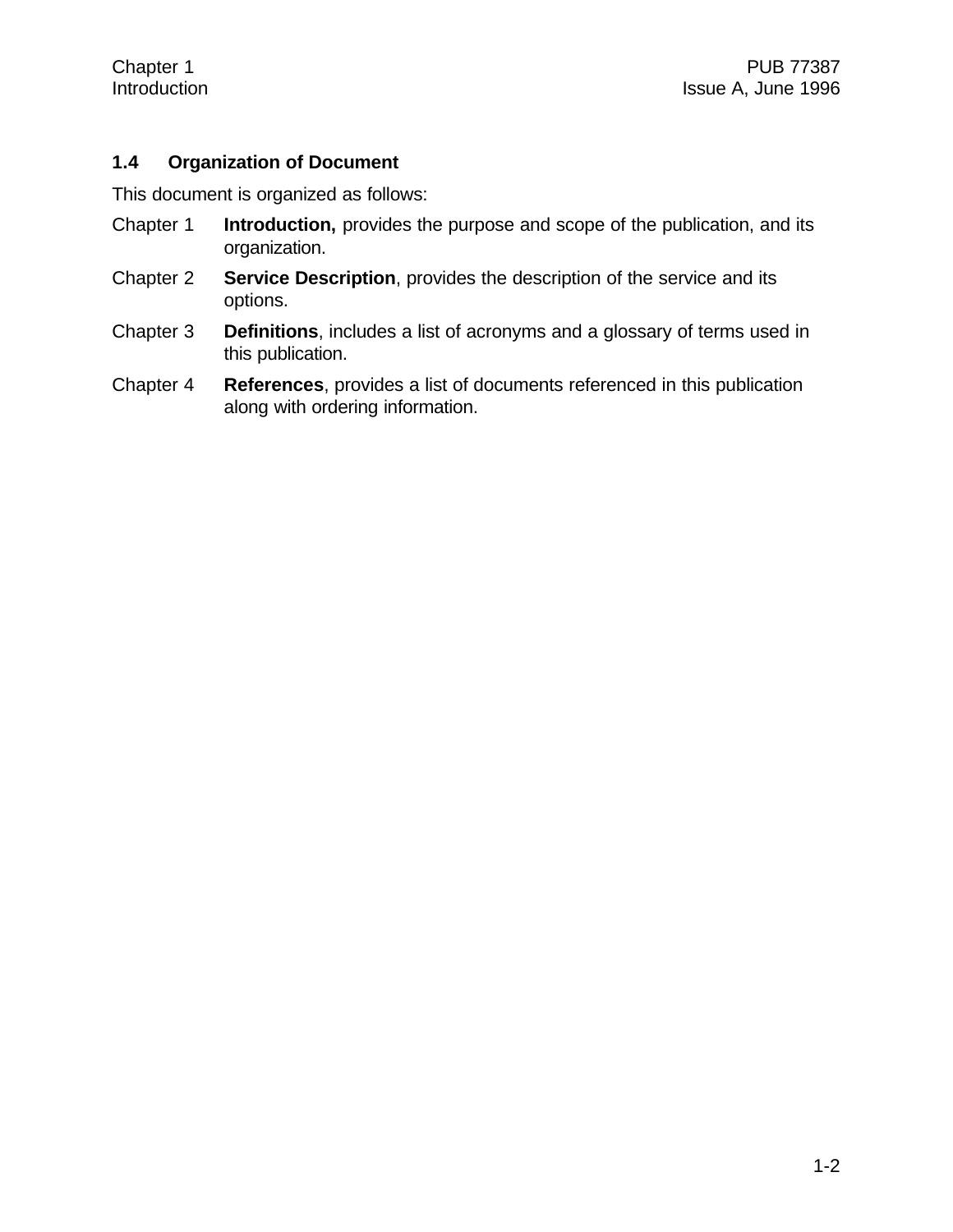## 1.4 Organization of Document

This document is organized as follows:

Chapter 1 **Introduction,** provides the purpose and scope of the publication, and its organization.

Chapter 2 **Service Description**, provides the description of the service and its options.

Chapter 3 **Definitions**, includes a list of acronyms and a glossary of terms used in this publication.

Chapter 4 **References**, provides a list of documents referenced in this publication along with ordering information.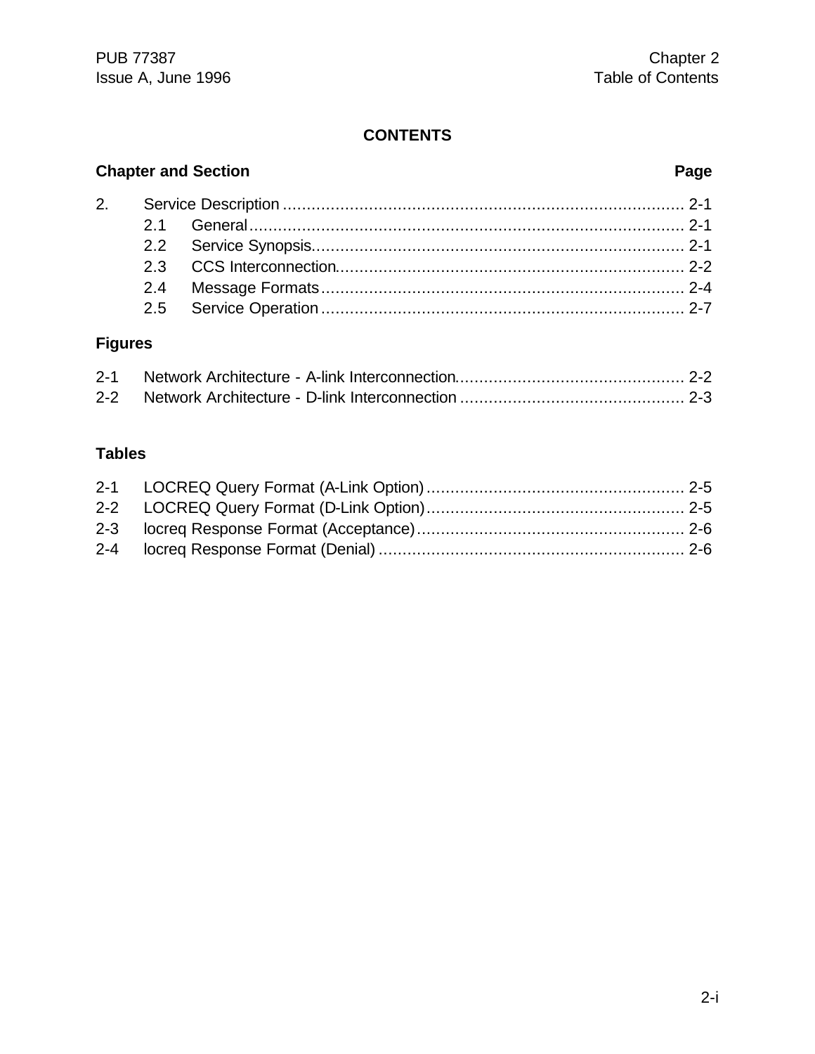# CONTENTS

**Chapter and Section** **Page**

2. Service Description .................................................................................... 2-1
   - 2.1 General.......................................................................................... 2-1
   - 2.2 Service Synopsis............................................................................. 2-1
   - 2.3 CCS Interconnection........................................................................ 2-2
   - 2.4 Message Formats............................................................................ 2-4
   - 2.5 Service Operation ............................................................................ 2-7

## Figures

2-1 Network Architecture - A-link Interconnection................................................ 2-2
2-2 Network Architecture - D-link Interconnection ............................................... 2-3

## Tables

2-1 LOCREQ Query Format (A-Link Option)...................................................... 2-5
2-2 LOCREQ Query Format (D-Link Option)...................................................... 2-5
2-3 locreq Response Format (Acceptance)........................................................ 2-6
2-4 locreq Response Format (Denial) ................................................................ 2-6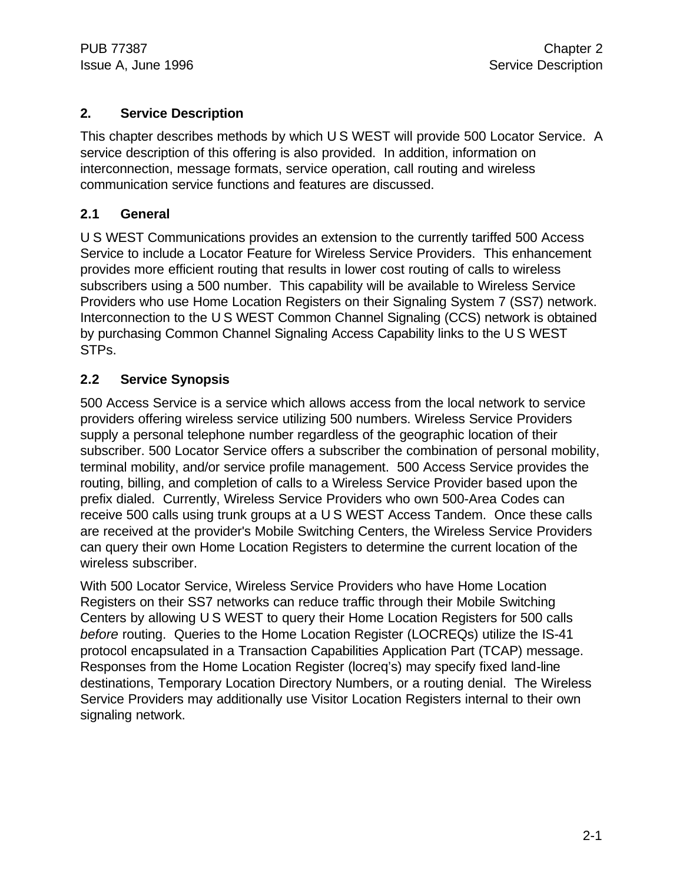## 2. Service Description

This chapter describes methods by which U S WEST will provide 500 Locator Service. A service description of this offering is also provided. In addition, information on interconnection, message formats, service operation, call routing and wireless communication service functions and features are discussed.

### 2.1 General

U S WEST Communications provides an extension to the currently tariffed 500 Access Service to include a Locator Feature for Wireless Service Providers. This enhancement provides more efficient routing that results in lower cost routing of calls to wireless subscribers using a 500 number. This capability will be available to Wireless Service Providers who use Home Location Registers on their Signaling System 7 (SS7) network. Interconnection to the U S WEST Common Channel Signaling (CCS) network is obtained by purchasing Common Channel Signaling Access Capability links to the U S WEST STPs.

### 2.2 Service Synopsis

500 Access Service is a service which allows access from the local network to service providers offering wireless service utilizing 500 numbers. Wireless Service Providers supply a personal telephone number regardless of the geographic location of their subscriber. 500 Locator Service offers a subscriber the combination of personal mobility, terminal mobility, and/or service profile management. 500 Access Service provides the routing, billing, and completion of calls to a Wireless Service Provider based upon the prefix dialed. Currently, Wireless Service Providers who own 500-Area Codes can receive 500 calls using trunk groups at a U S WEST Access Tandem. Once these calls are received at the provider's Mobile Switching Centers, the Wireless Service Providers can query their own Home Location Registers to determine the current location of the wireless subscriber.

With 500 Locator Service, Wireless Service Providers who have Home Location Registers on their SS7 networks can reduce traffic through their Mobile Switching Centers by allowing U S WEST to query their Home Location Registers for 500 calls *before* routing. Queries to the Home Location Register (LOCREQs) utilize the IS-41 protocol encapsulated in a Transaction Capabilities Application Part (TCAP) message. Responses from the Home Location Register (locreq's) may specify fixed land-line destinations, Temporary Location Directory Numbers, or a routing denial. The Wireless Service Providers may additionally use Visitor Location Registers internal to their own signaling network.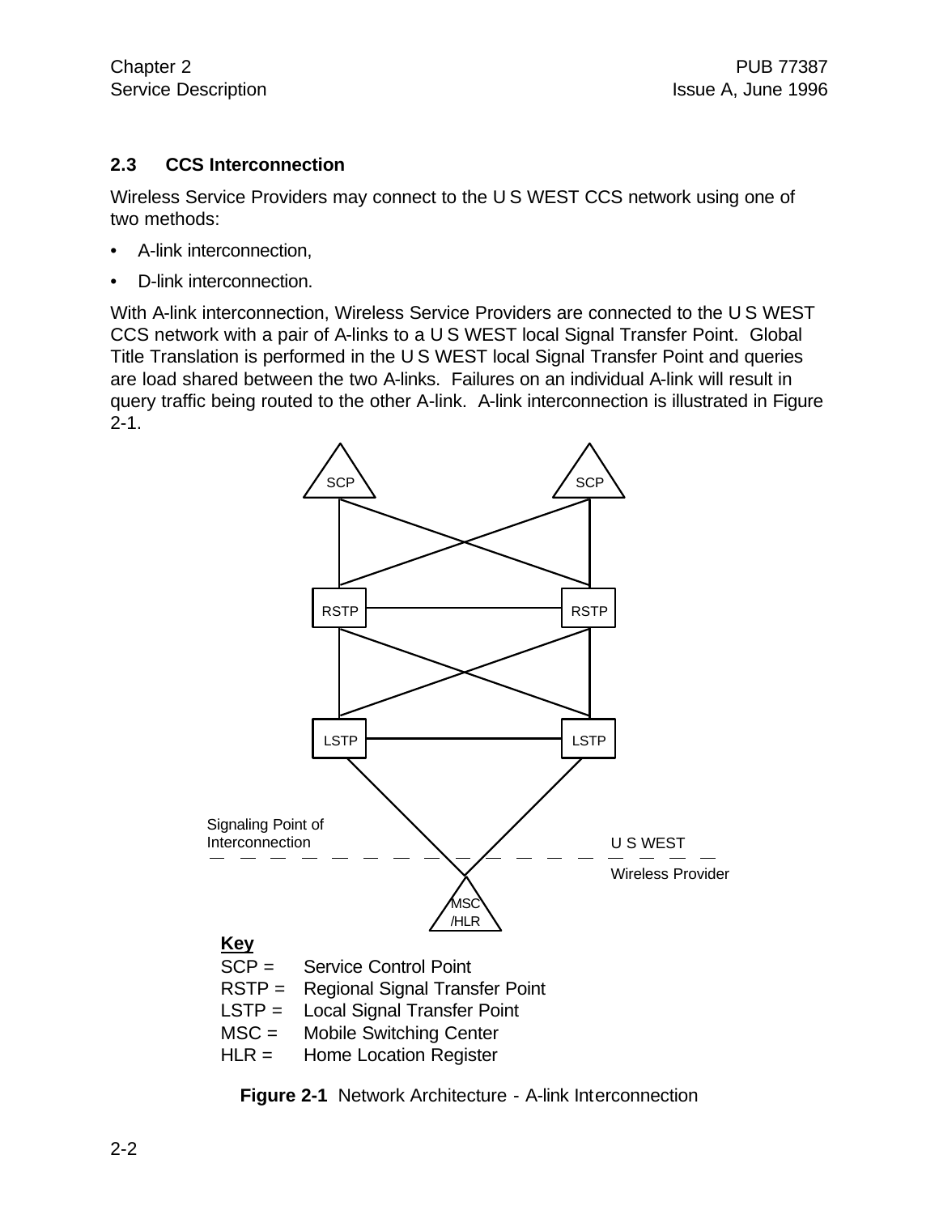## 2.3 CCS Interconnection

Wireless Service Providers may connect to the U S WEST CCS network using one of two methods:

- A-link interconnection,
- D-link interconnection.

With A-link interconnection, Wireless Service Providers are connected to the U S WEST CCS network with a pair of A-links to a U S WEST local Signal Transfer Point. Global Title Translation is performed in the U S WEST local Signal Transfer Point and queries are load shared between the two A-links. Failures on an individual A-link will result in query traffic being routed to the other A-link. A-link interconnection is illustrated in Figure 2-1.

SCP SCP

RSTP RSTP

LSTP LSTP

Signaling Point of Interconnection

U S WEST

Wireless Provider

MSC /HLR

**Key**

SCP = Service Control Point
RSTP = Regional Signal Transfer Point
LSTP = Local Signal Transfer Point
MSC = Mobile Switching Center
HLR = Home Location Register

**Figure 2-1** Network Architecture - A-link Interconnection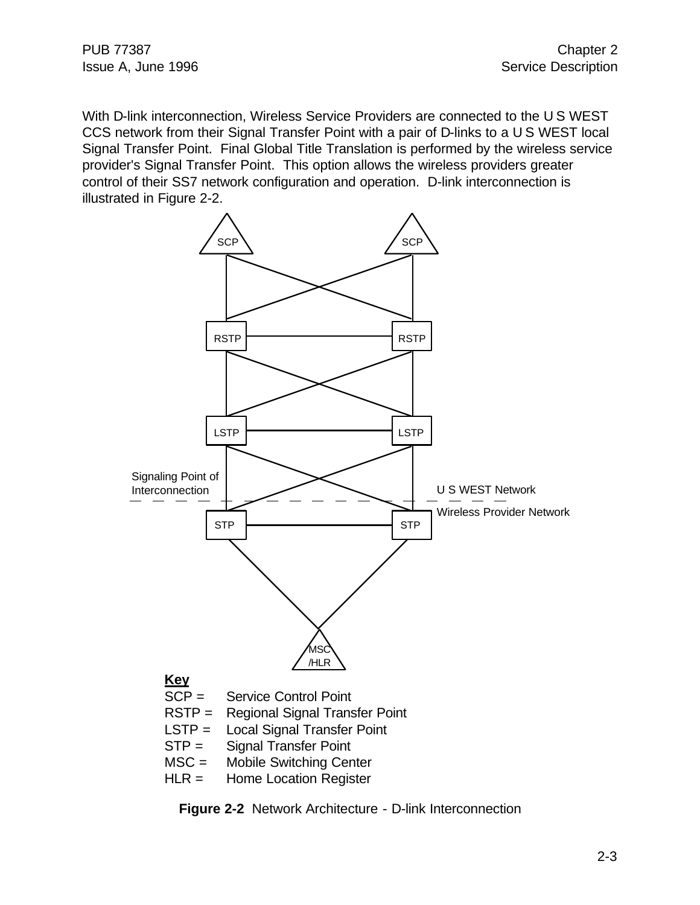With D-link interconnection, Wireless Service Providers are connected to the U S WEST CCS network from their Signal Transfer Point with a pair of D-links to a U S WEST local Signal Transfer Point. Final Global Title Translation is performed by the wireless service provider's Signal Transfer Point. This option allows the wireless providers greater control of their SS7 network configuration and operation. D-link interconnection is illustrated in Figure 2-2.

SCP SCP

RSTP RSTP

LSTP LSTP

Signaling Point of Interconnection

U S WEST Network

Wireless Provider Network

STP STP

MSC /HLR

**Key**

SCP = Service Control Point
RSTP = Regional Signal Transfer Point
LSTP = Local Signal Transfer Point
STP = Signal Transfer Point
MSC = Mobile Switching Center
HLR = Home Location Register

**Figure 2-2** Network Architecture - D-link Interconnection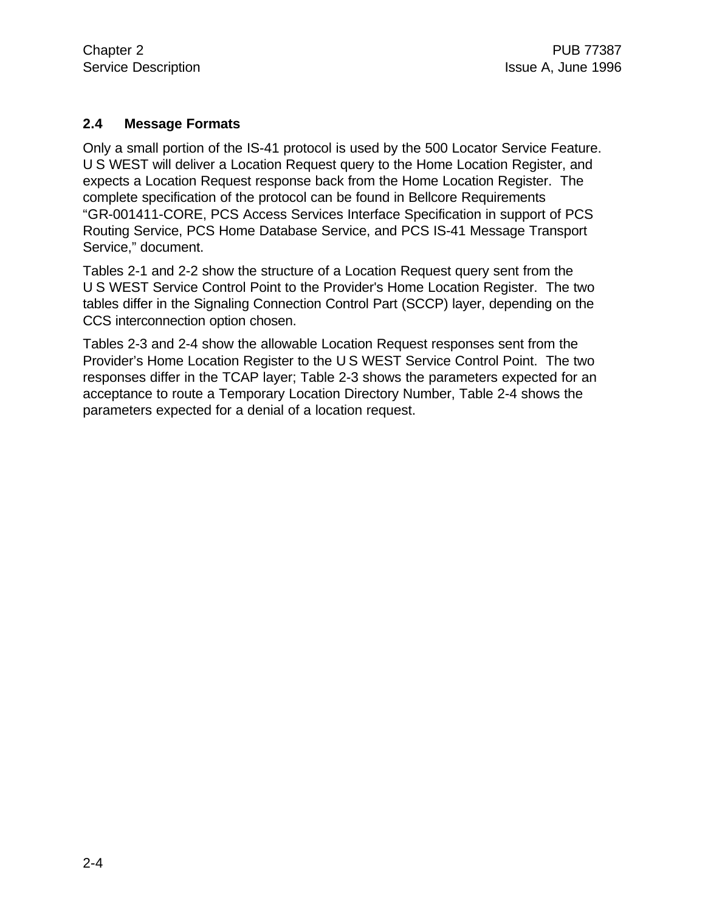## 2.4 Message Formats

Only a small portion of the IS-41 protocol is used by the 500 Locator Service Feature. U S WEST will deliver a Location Request query to the Home Location Register, and expects a Location Request response back from the Home Location Register. The complete specification of the protocol can be found in Bellcore Requirements "GR-001411-CORE, PCS Access Services Interface Specification in support of PCS Routing Service, PCS Home Database Service, and PCS IS-41 Message Transport Service," document.

Tables 2-1 and 2-2 show the structure of a Location Request query sent from the U S WEST Service Control Point to the Provider's Home Location Register. The two tables differ in the Signaling Connection Control Part (SCCP) layer, depending on the CCS interconnection option chosen.

Tables 2-3 and 2-4 show the allowable Location Request responses sent from the Provider's Home Location Register to the U S WEST Service Control Point. The two responses differ in the TCAP layer; Table 2-3 shows the parameters expected for an acceptance to route a Temporary Location Directory Number, Table 2-4 shows the parameters expected for a denial of a location request.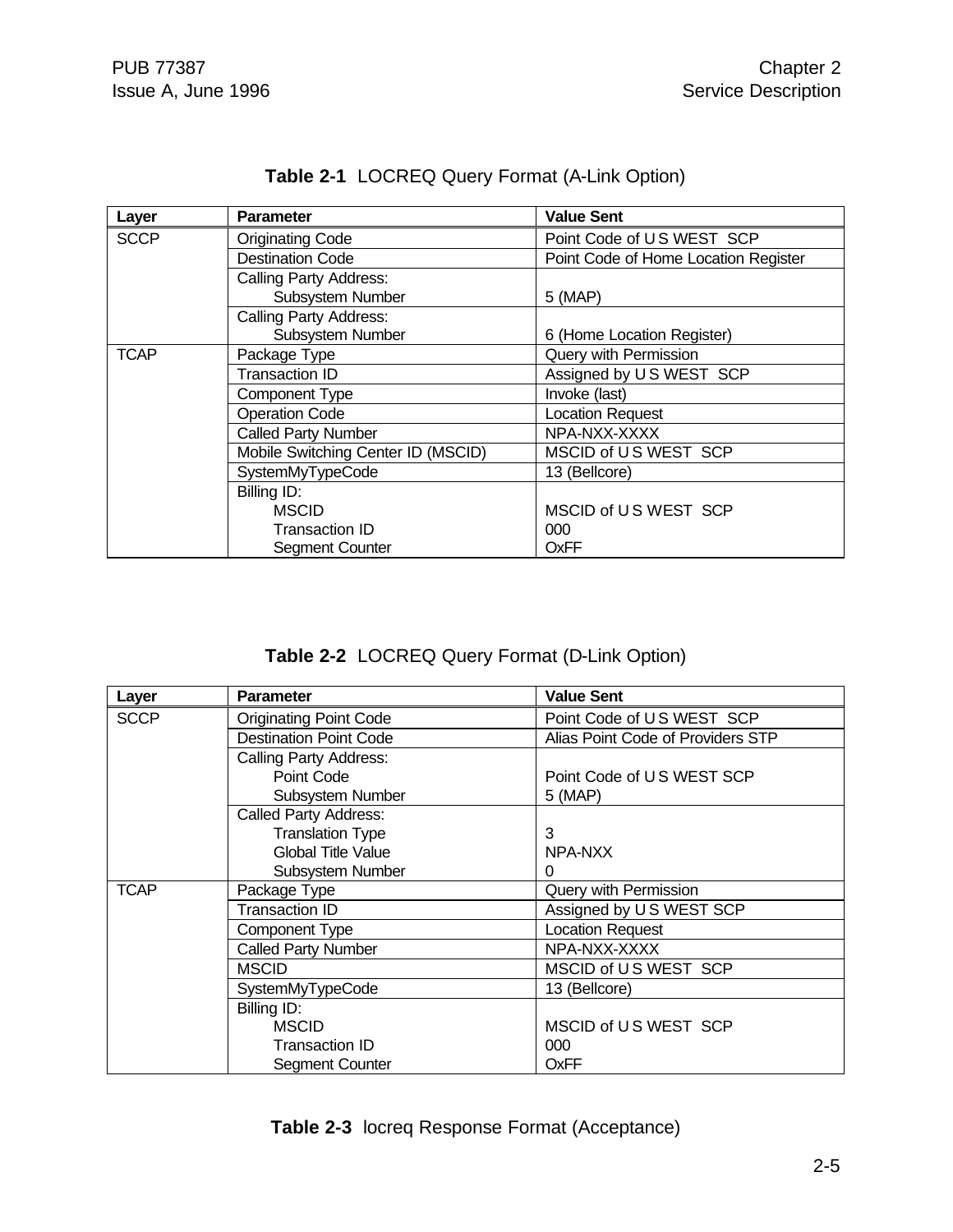**Table 2-1** LOCREQ Query Format (A-Link Option)

| Layer | Parameter | Value Sent |
|---|---|---|
| SCCP | Originating Code | Point Code of U S WEST SCP |
| | Destination Code | Point Code of Home Location Register |
| | Calling Party Address:<br>Subsystem Number | <br>5 (MAP) |
| | Calling Party Address:<br>Subsystem Number | <br>6 (Home Location Register) |
| TCAP | Package Type | Query with Permission |
| | Transaction ID | Assigned by U S WEST SCP |
| | Component Type | Invoke (last) |
| | Operation Code | Location Request |
| | Called Party Number | NPA-NXX-XXXX |
| | Mobile Switching Center ID (MSCID) | MSCID of U S WEST SCP |
| | SystemMyTypeCode | 13 (Bellcore) |
| | Billing ID:<br>MSCID<br>Transaction ID<br>Segment Counter | <br>MSCID of U S WEST SCP<br>000<br>OxFF |

**Table 2-2** LOCREQ Query Format (D-Link Option)

| Layer | Parameter | Value Sent |
|---|---|---|
| SCCP | Originating Point Code | Point Code of U S WEST SCP |
| | Destination Point Code | Alias Point Code of Providers STP |
| | Calling Party Address:<br>Point Code<br>Subsystem Number | <br>Point Code of U S WEST SCP<br>5 (MAP) |
| | Called Party Address:<br>Translation Type<br>Global Title Value<br>Subsystem Number | <br>3<br>NPA-NXX<br>0 |
| TCAP | Package Type | Query with Permission |
| | Transaction ID | Assigned by U S WEST SCP |
| | Component Type | Location Request |
| | Called Party Number | NPA-NXX-XXXX |
| | MSCID | MSCID of U S WEST SCP |
| | SystemMyTypeCode | 13 (Bellcore) |
| | Billing ID:<br>MSCID<br>Transaction ID<br>Segment Counter | <br>MSCID of U S WEST SCP<br>000<br>OxFF |

**Table 2-3** locreq Response Format (Acceptance)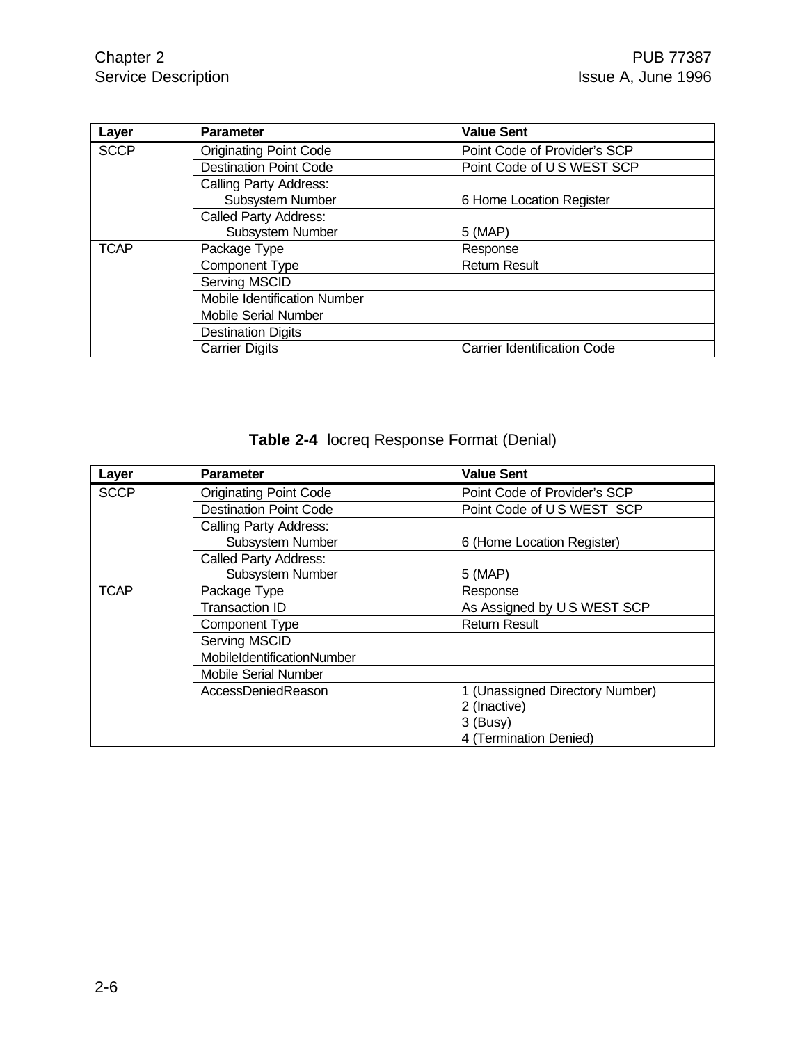| Layer | Parameter | Value Sent |
|---|---|---|
| SCCP | Originating Point Code | Point Code of Provider's SCP |
| | Destination Point Code | Point Code of U S WEST SCP |
| | Calling Party Address: Subsystem Number | 6 Home Location Register |
| | Called Party Address: Subsystem Number | 5 (MAP) |
| TCAP | Package Type | Response |
| | Component Type | Return Result |
| | Serving MSCID | |
| | Mobile Identification Number | |
| | Mobile Serial Number | |
| | Destination Digits | |
| | Carrier Digits | Carrier Identification Code |

**Table 2-4** locreq Response Format (Denial)

| Layer | Parameter | Value Sent |
|---|---|---|
| SCCP | Originating Point Code | Point Code of Provider's SCP |
| | Destination Point Code | Point Code of U S WEST SCP |
| | Calling Party Address: Subsystem Number | 6 (Home Location Register) |
| | Called Party Address: Subsystem Number | 5 (MAP) |
| TCAP | Package Type | Response |
| | Transaction ID | As Assigned by U S WEST SCP |
| | Component Type | Return Result |
| | Serving MSCID | |
| | MobileIdentificationNumber | |
| | Mobile Serial Number | |
| | AccessDeniedReason | 1 (Unassigned Directory Number)<br>2 (Inactive)<br>3 (Busy)<br>4 (Termination Denied) |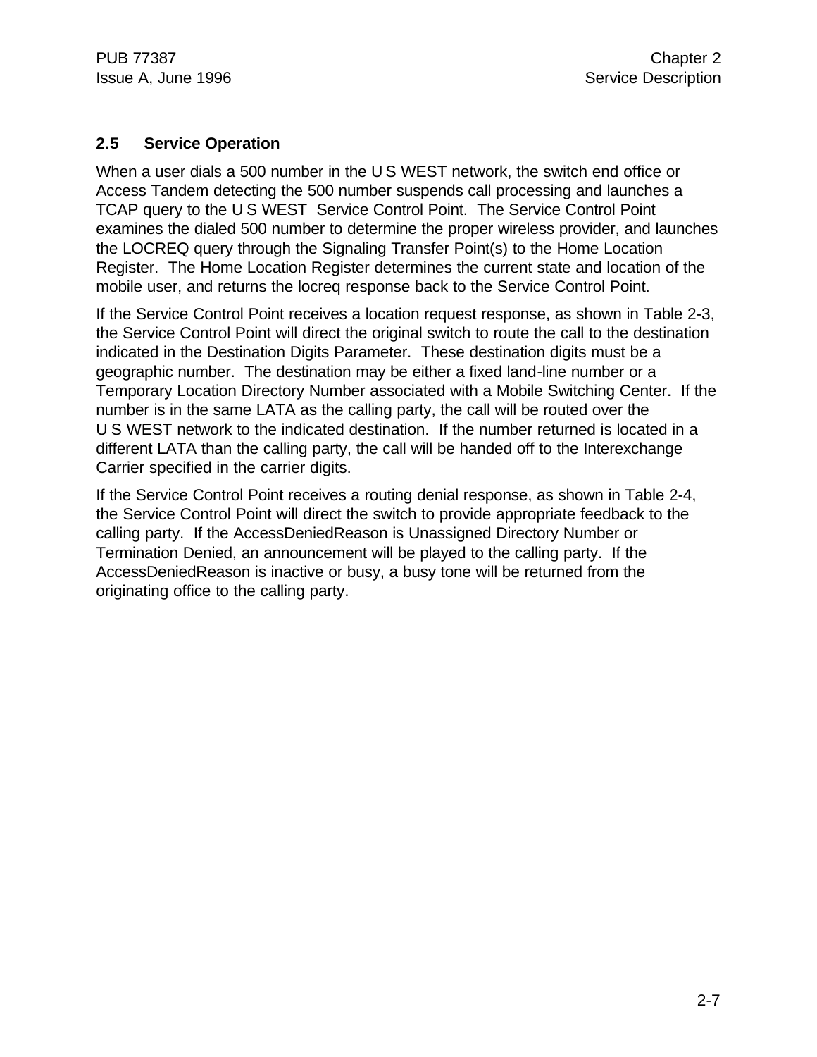## 2.5 Service Operation

When a user dials a 500 number in the U S WEST network, the switch end office or Access Tandem detecting the 500 number suspends call processing and launches a TCAP query to the U S WEST Service Control Point. The Service Control Point examines the dialed 500 number to determine the proper wireless provider, and launches the LOCREQ query through the Signaling Transfer Point(s) to the Home Location Register. The Home Location Register determines the current state and location of the mobile user, and returns the locreq response back to the Service Control Point.

If the Service Control Point receives a location request response, as shown in Table 2-3, the Service Control Point will direct the original switch to route the call to the destination indicated in the Destination Digits Parameter. These destination digits must be a geographic number. The destination may be either a fixed land-line number or a Temporary Location Directory Number associated with a Mobile Switching Center. If the number is in the same LATA as the calling party, the call will be routed over the U S WEST network to the indicated destination. If the number returned is located in a different LATA than the calling party, the call will be handed off to the Interexchange Carrier specified in the carrier digits.

If the Service Control Point receives a routing denial response, as shown in Table 2-4, the Service Control Point will direct the switch to provide appropriate feedback to the calling party. If the AccessDeniedReason is Unassigned Directory Number or Termination Denied, an announcement will be played to the calling party. If the AccessDeniedReason is inactive or busy, a busy tone will be returned from the originating office to the calling party.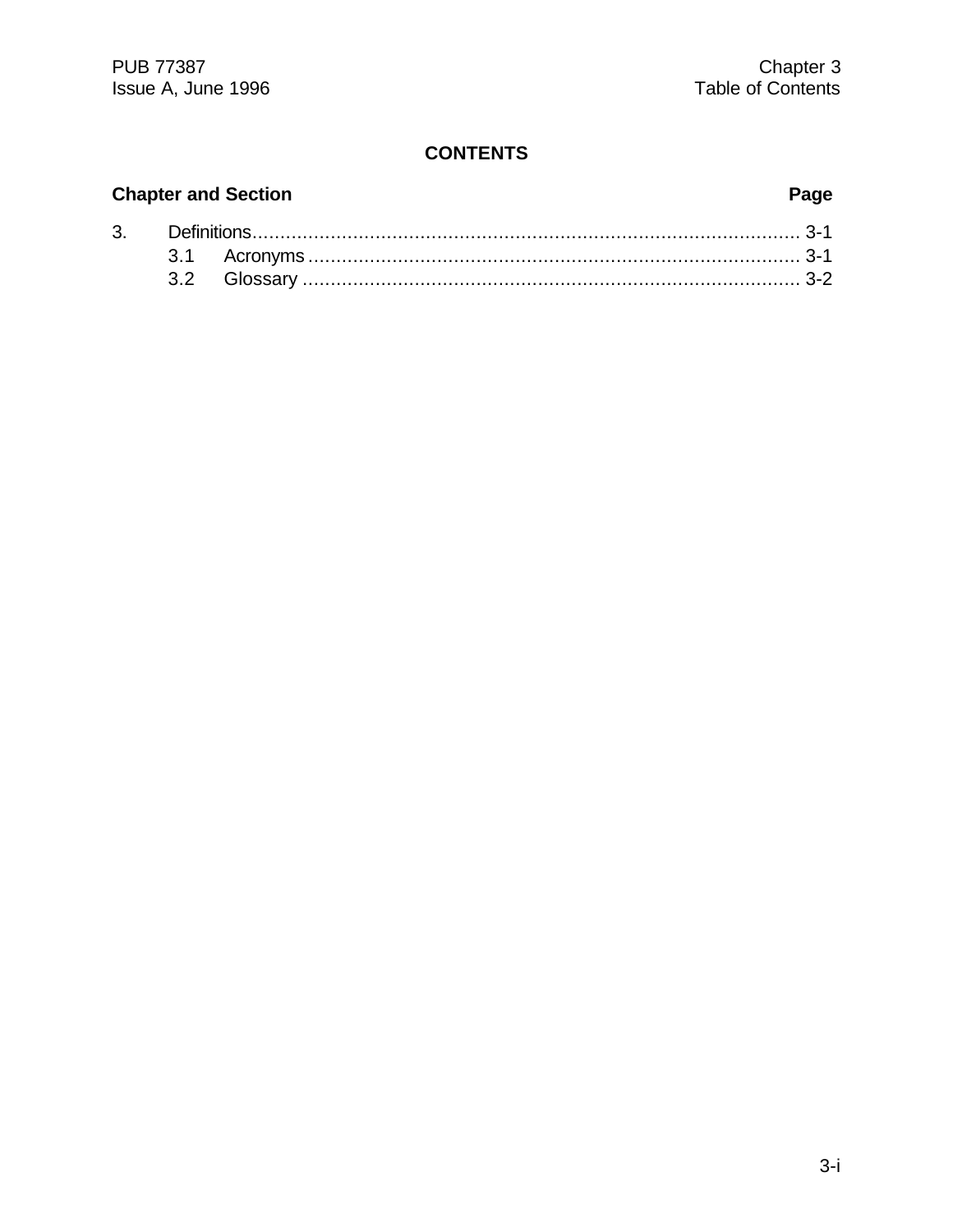# CONTENTS

| Chapter and Section | Page |
| --- | --- |
| 3. Definitions | 3-1 |
| 3.1 Acronyms | 3-1 |
| 3.2 Glossary | 3-2 |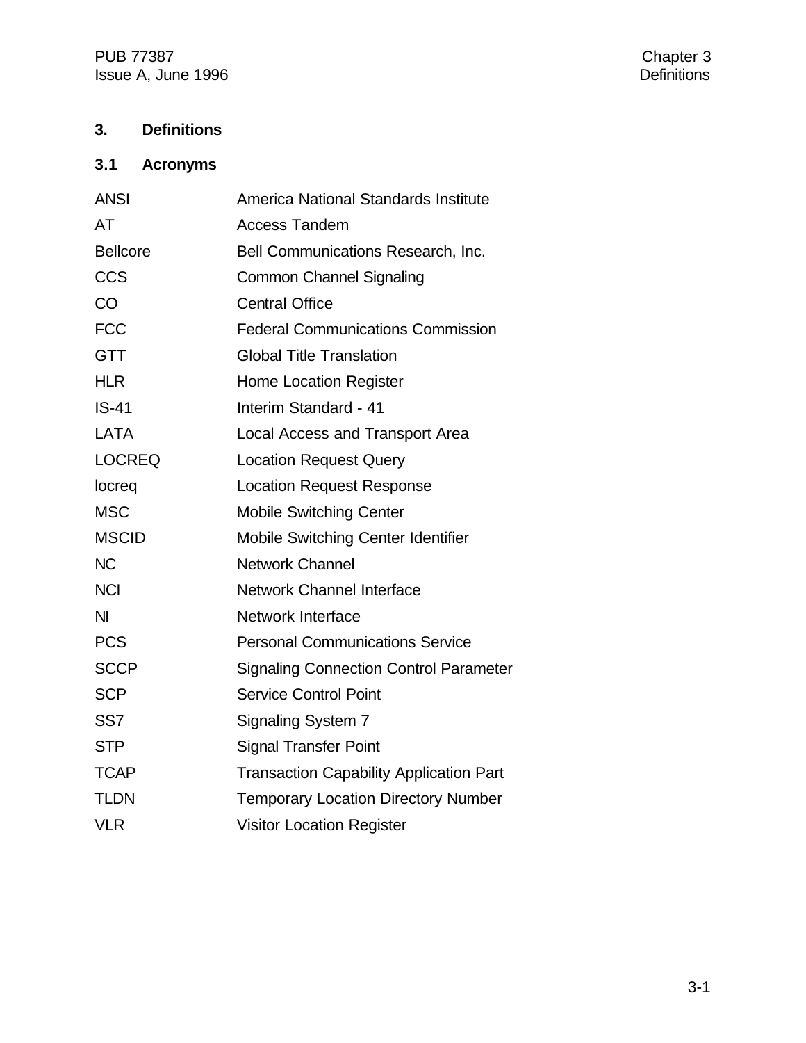# 3. Definitions

## 3.1 Acronyms

| | |
|---|---|
| ANSI | America National Standards Institute |
| AT | Access Tandem |
| Bellcore | Bell Communications Research, Inc. |
| CCS | Common Channel Signaling |
| CO | Central Office |
| FCC | Federal Communications Commission |
| GTT | Global Title Translation |
| HLR | Home Location Register |
| IS-41 | Interim Standard - 41 |
| LATA | Local Access and Transport Area |
| LOCREQ | Location Request Query |
| locreq | Location Request Response |
| MSC | Mobile Switching Center |
| MSCID | Mobile Switching Center Identifier |
| NC | Network Channel |
| NCI | Network Channel Interface |
| NI | Network Interface |
| PCS | Personal Communications Service |
| SCCP | Signaling Connection Control Parameter |
| SCP | Service Control Point |
| SS7 | Signaling System 7 |
| STP | Signal Transfer Point |
| TCAP | Transaction Capability Application Part |
| TLDN | Temporary Location Directory Number |
| VLR | Visitor Location Register |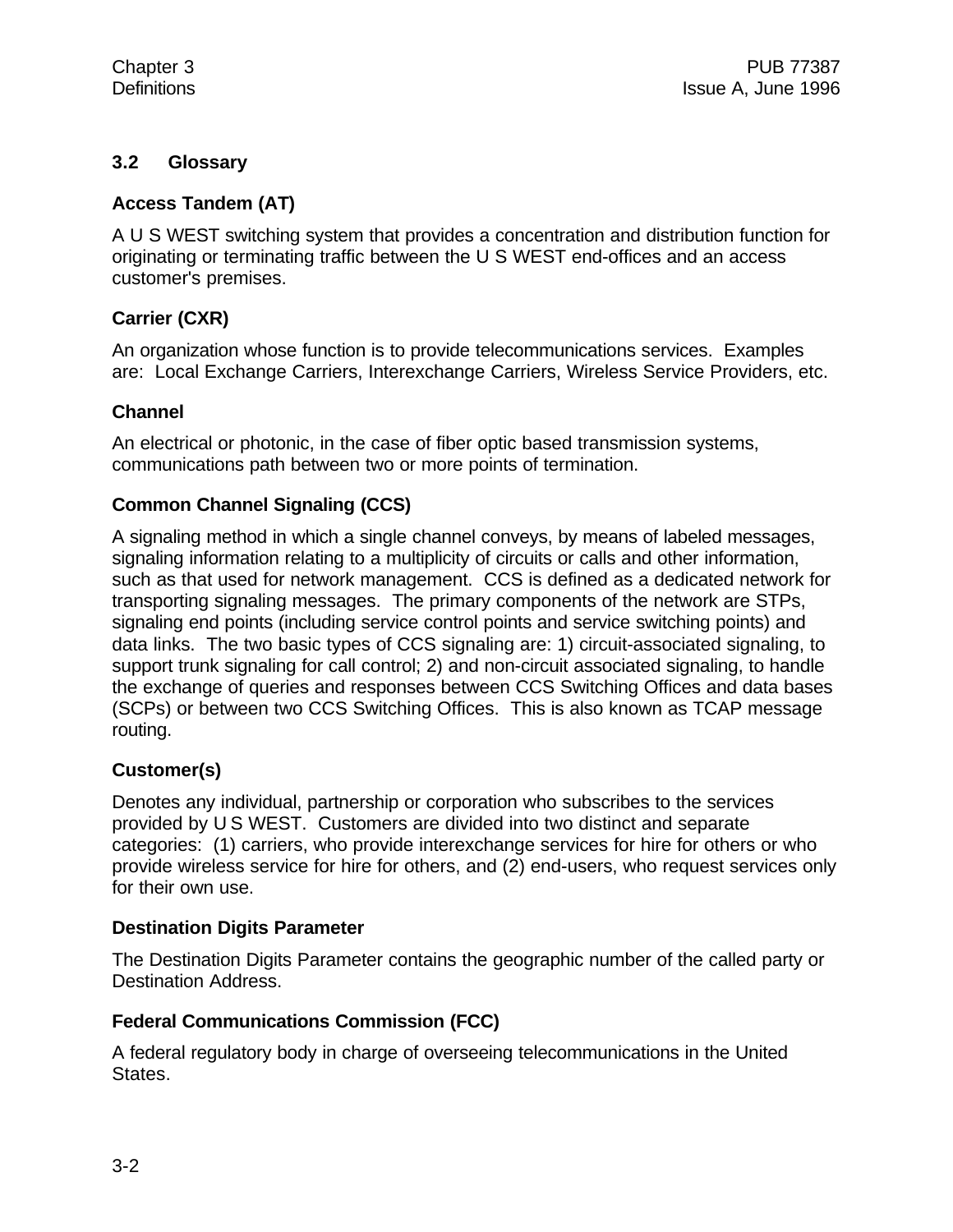## 3.2 Glossary

### Access Tandem (AT)

A U S WEST switching system that provides a concentration and distribution function for originating or terminating traffic between the U S WEST end-offices and an access customer's premises.

### Carrier (CXR)

An organization whose function is to provide telecommunications services. Examples are: Local Exchange Carriers, Interexchange Carriers, Wireless Service Providers, etc.

### Channel

An electrical or photonic, in the case of fiber optic based transmission systems, communications path between two or more points of termination.

### Common Channel Signaling (CCS)

A signaling method in which a single channel conveys, by means of labeled messages, signaling information relating to a multiplicity of circuits or calls and other information, such as that used for network management. CCS is defined as a dedicated network for transporting signaling messages. The primary components of the network are STPs, signaling end points (including service control points and service switching points) and data links. The two basic types of CCS signaling are: 1) circuit-associated signaling, to support trunk signaling for call control; 2) and non-circuit associated signaling, to handle the exchange of queries and responses between CCS Switching Offices and data bases (SCPs) or between two CCS Switching Offices. This is also known as TCAP message routing.

### Customer(s)

Denotes any individual, partnership or corporation who subscribes to the services provided by U S WEST. Customers are divided into two distinct and separate categories: (1) carriers, who provide interexchange services for hire for others or who provide wireless service for hire for others, and (2) end-users, who request services only for their own use.

### Destination Digits Parameter

The Destination Digits Parameter contains the geographic number of the called party or Destination Address.

### Federal Communications Commission (FCC)

A federal regulatory body in charge of overseeing telecommunications in the United States.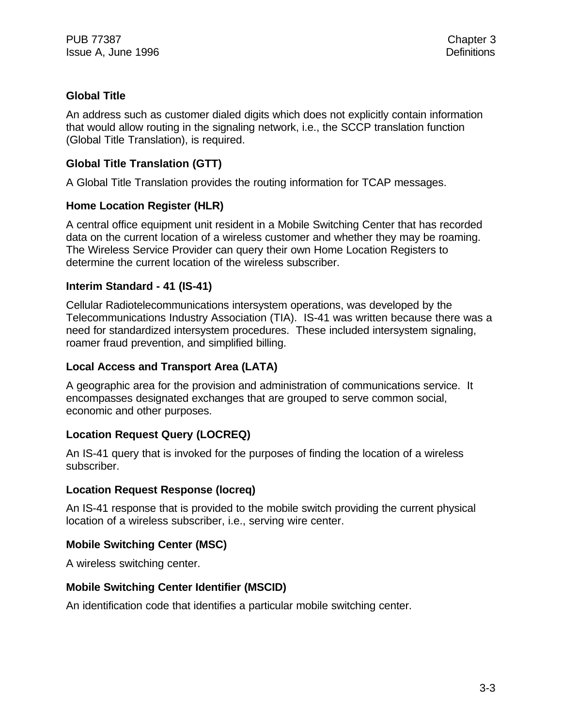**Global Title**

An address such as customer dialed digits which does not explicitly contain information that would allow routing in the signaling network, i.e., the SCCP translation function (Global Title Translation), is required.

**Global Title Translation (GTT)**

A Global Title Translation provides the routing information for TCAP messages.

**Home Location Register (HLR)**

A central office equipment unit resident in a Mobile Switching Center that has recorded data on the current location of a wireless customer and whether they may be roaming. The Wireless Service Provider can query their own Home Location Registers to determine the current location of the wireless subscriber.

**Interim Standard - 41 (IS-41)**

Cellular Radiotelecommunications intersystem operations, was developed by the Telecommunications Industry Association (TIA). IS-41 was written because there was a need for standardized intersystem procedures. These included intersystem signaling, roamer fraud prevention, and simplified billing.

**Local Access and Transport Area (LATA)**

A geographic area for the provision and administration of communications service. It encompasses designated exchanges that are grouped to serve common social, economic and other purposes.

**Location Request Query (LOCREQ)**

An IS-41 query that is invoked for the purposes of finding the location of a wireless subscriber.

**Location Request Response (locreq)**

An IS-41 response that is provided to the mobile switch providing the current physical location of a wireless subscriber, i.e., serving wire center.

**Mobile Switching Center (MSC)**

A wireless switching center.

**Mobile Switching Center Identifier (MSCID)**

An identification code that identifies a particular mobile switching center.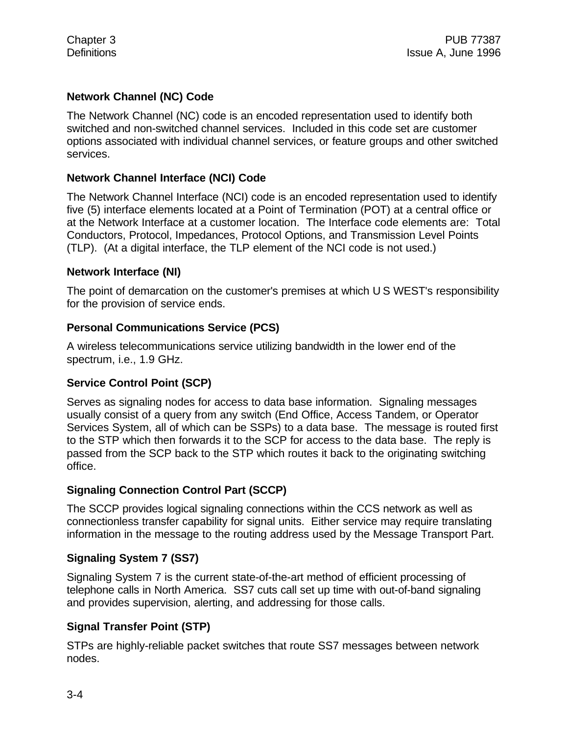**Network Channel (NC) Code**

The Network Channel (NC) code is an encoded representation used to identify both switched and non-switched channel services. Included in this code set are customer options associated with individual channel services, or feature groups and other switched services.

**Network Channel Interface (NCI) Code**

The Network Channel Interface (NCI) code is an encoded representation used to identify five (5) interface elements located at a Point of Termination (POT) at a central office or at the Network Interface at a customer location. The Interface code elements are: Total Conductors, Protocol, Impedances, Protocol Options, and Transmission Level Points (TLP). (At a digital interface, the TLP element of the NCI code is not used.)

**Network Interface (NI)**

The point of demarcation on the customer's premises at which U S WEST's responsibility for the provision of service ends.

**Personal Communications Service (PCS)**

A wireless telecommunications service utilizing bandwidth in the lower end of the spectrum, i.e., 1.9 GHz.

**Service Control Point (SCP)**

Serves as signaling nodes for access to data base information. Signaling messages usually consist of a query from any switch (End Office, Access Tandem, or Operator Services System, all of which can be SSPs) to a data base. The message is routed first to the STP which then forwards it to the SCP for access to the data base. The reply is passed from the SCP back to the STP which routes it back to the originating switching office.

**Signaling Connection Control Part (SCCP)**

The SCCP provides logical signaling connections within the CCS network as well as connectionless transfer capability for signal units. Either service may require translating information in the message to the routing address used by the Message Transport Part.

**Signaling System 7 (SS7)**

Signaling System 7 is the current state-of-the-art method of efficient processing of telephone calls in North America. SS7 cuts call set up time with out-of-band signaling and provides supervision, alerting, and addressing for those calls.

**Signal Transfer Point (STP)**

STPs are highly-reliable packet switches that route SS7 messages between network nodes.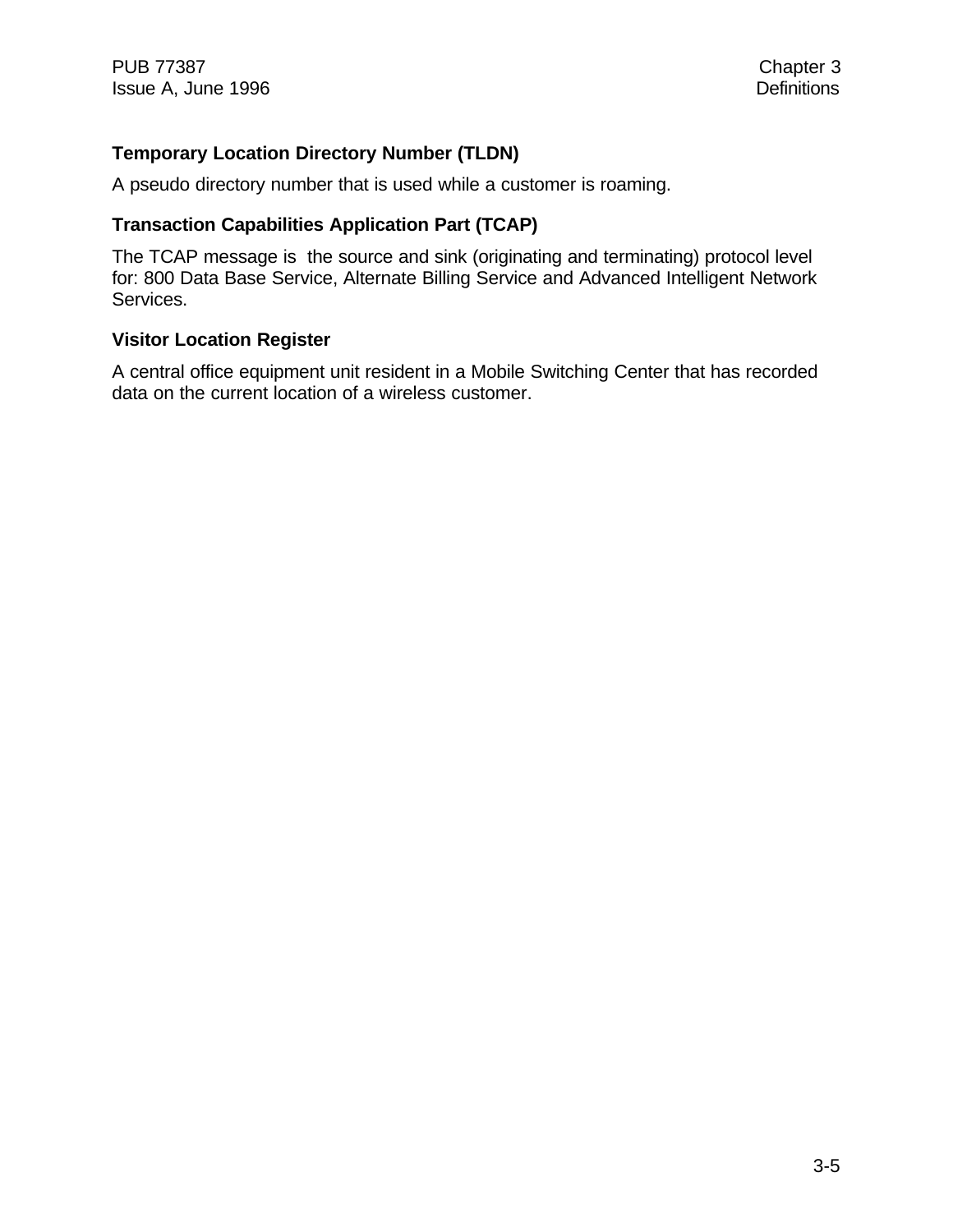**Temporary Location Directory Number (TLDN)**

A pseudo directory number that is used while a customer is roaming.

**Transaction Capabilities Application Part (TCAP)**

The TCAP message is the source and sink (originating and terminating) protocol level for: 800 Data Base Service, Alternate Billing Service and Advanced Intelligent Network Services.

**Visitor Location Register**

A central office equipment unit resident in a Mobile Switching Center that has recorded data on the current location of a wireless customer.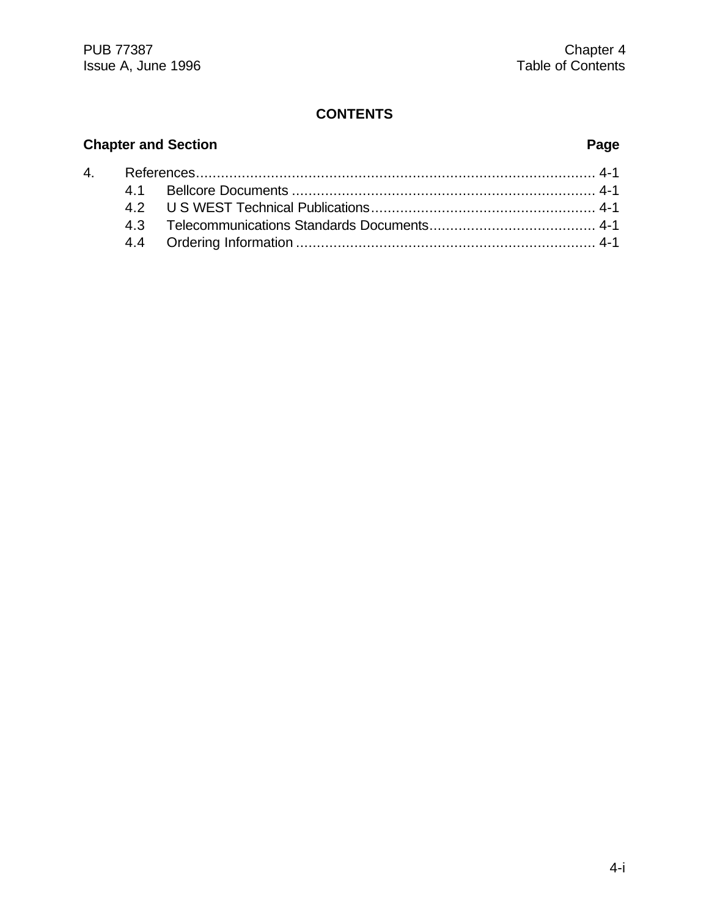## CONTENTS

| Chapter and Section | | Page |
|---|---|---|
| 4. | References | 4-1 |
| 4.1 | Bellcore Documents | 4-1 |
| 4.2 | U S WEST Technical Publications | 4-1 |
| 4.3 | Telecommunications Standards Documents | 4-1 |
| 4.4 | Ordering Information | 4-1 |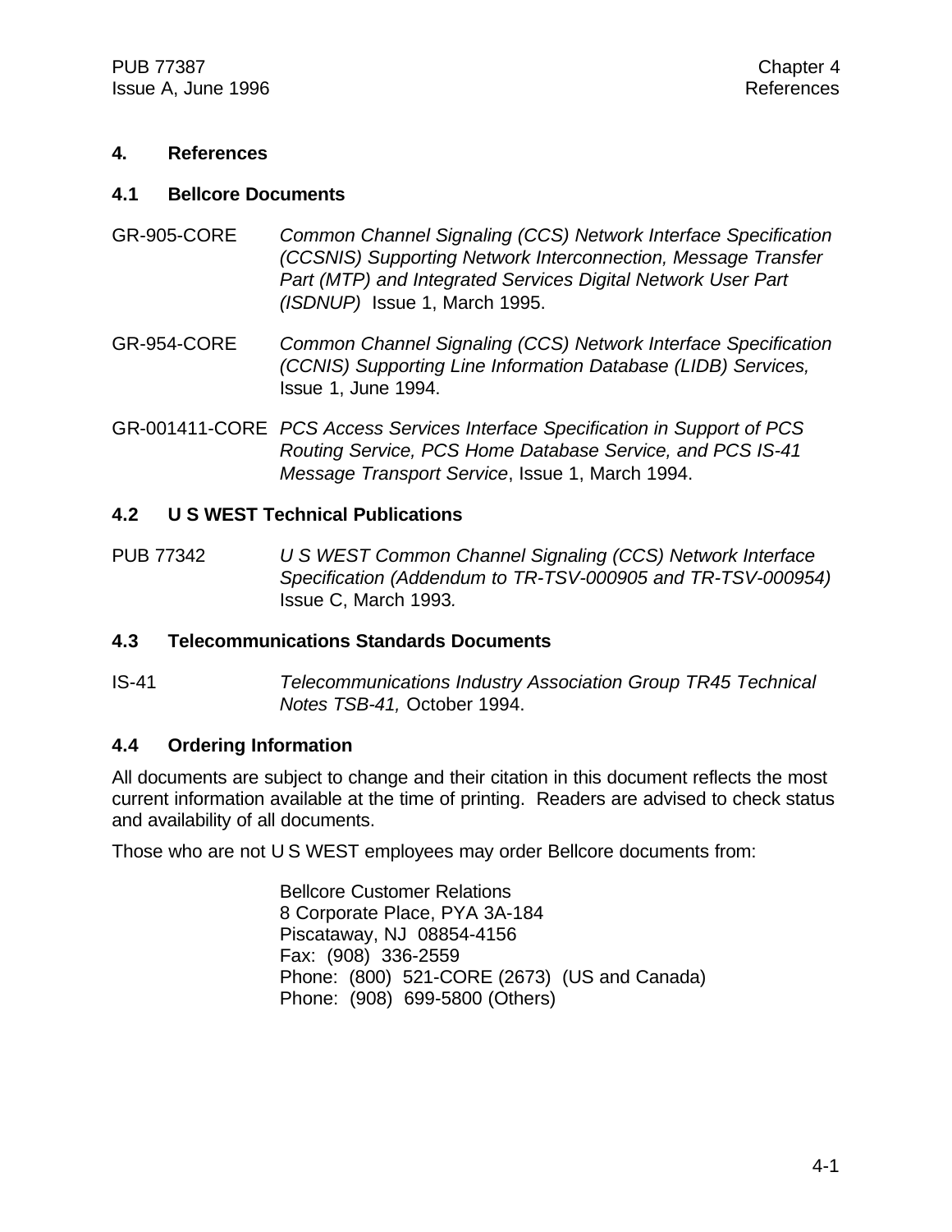# 4. References

## 4.1 Bellcore Documents

GR-905-CORE *Common Channel Signaling (CCS) Network Interface Specification (CCSNIS) Supporting Network Interconnection, Message Transfer Part (MTP) and Integrated Services Digital Network User Part (ISDNUP)* Issue 1, March 1995.

GR-954-CORE *Common Channel Signaling (CCS) Network Interface Specification (CCNIS) Supporting Line Information Database (LIDB) Services,* Issue 1, June 1994.

GR-001411-CORE *PCS Access Services Interface Specification in Support of PCS Routing Service, PCS Home Database Service, and PCS IS-41 Message Transport Service*, Issue 1, March 1994.

## 4.2 U S WEST Technical Publications

PUB 77342 *U S WEST Common Channel Signaling (CCS) Network Interface Specification (Addendum to TR-TSV-000905 and TR-TSV-000954)* Issue C, March 1993.

## 4.3 Telecommunications Standards Documents

IS-41 *Telecommunications Industry Association Group TR45 Technical Notes TSB-41,* October 1994.

## 4.4 Ordering Information

All documents are subject to change and their citation in this document reflects the most current information available at the time of printing. Readers are advised to check status and availability of all documents.

Those who are not U S WEST employees may order Bellcore documents from:

Bellcore Customer Relations
8 Corporate Place, PYA 3A-184
Piscataway, NJ 08854-4156
Fax: (908) 336-2559
Phone: (800) 521-CORE (2673) (US and Canada)
Phone: (908) 699-5800 (Others)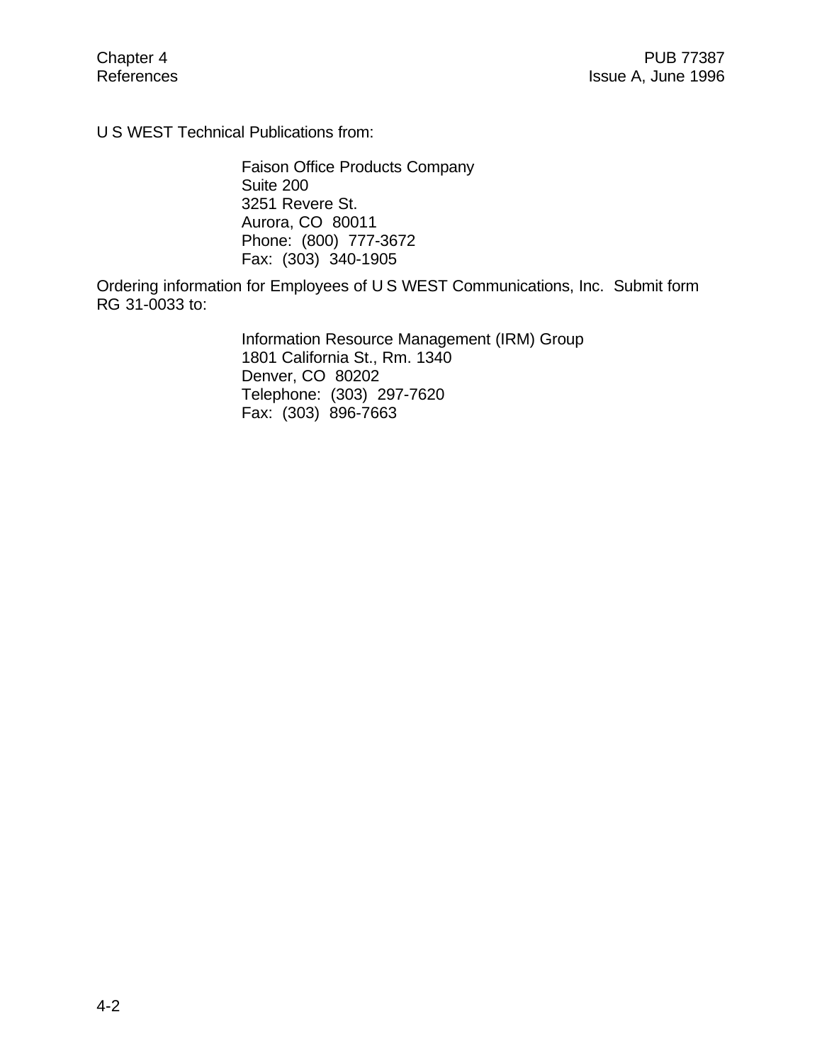U S WEST Technical Publications from:

Faison Office Products Company
Suite 200
3251 Revere St.
Aurora, CO 80011
Phone: (800) 777-3672
Fax: (303) 340-1905

Ordering information for Employees of U S WEST Communications, Inc. Submit form RG 31-0033 to:

Information Resource Management (IRM) Group
1801 California St., Rm. 1340
Denver, CO 80202
Telephone: (303) 297-7620
Fax: (303) 896-7663